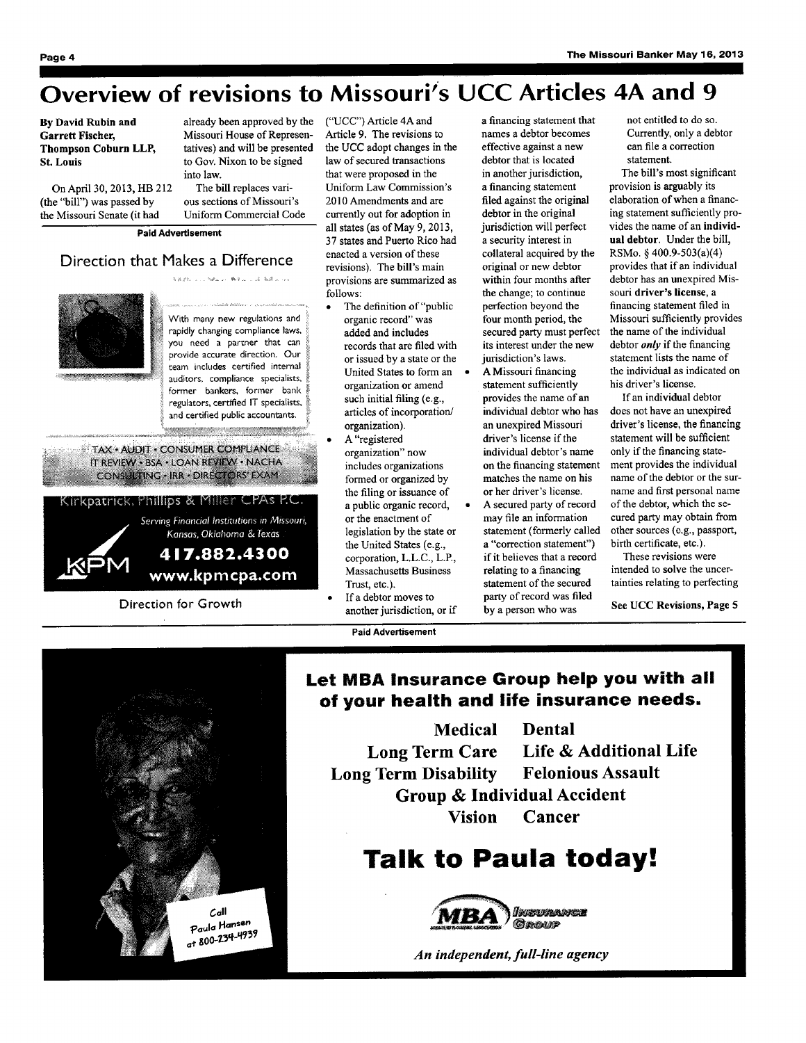# Overview of revisions to Missouri's UCC Articles 4A and 9

**By David Rubin and Garrett Fischer, Thompson Coburn LLP, St. Louis**

On April 30, 2013, HB 212 (the "bill") was passed by the Missouri Senate (it had already been approved by the Missouri House of Representatives) and will be presented to Gov. Nixon to be signed into law.

The **bill** replaces various sections of Missouri's Uniform Commercial Code ("UCC") Article 4A and Article 9. The revisions to the UCC adopt changes in the law of secured transactions that were proposed in the Uniform Law Commission's 2010 Amendments and are currently out for adoption in all states (as of May 9, 2013, 37 states and Puerto Rico had enacted a version of these revisions). The **bill's** main provisions are summarized as follows:

- The definition of "public organic record" was added and includes records that are filed with or issued by a state or the United States to form an organization or amend such initial filing (e.g., articles of incorporation/organization).
- A "registered organization" now includes organizations formed or organized by the filing or issuance of a public organic record, or the enactment of legislation by the state or the United States (e.g., corporation, L.L.C., L.P., Massachusetts Business Trust, etc.).
- If a debtor moves to another jurisdiction, or if a financing statement that names a debtor becomes effective against a new debtor that is located in another jurisdiction, a financing statement filed against the original debtor in the original jurisdiction will perfect a security interest in collateral acquired by the original or new debtor within four months after the change; to continue perfection beyond the four month period, the secured party must perfect its interest under the new jurisdiction's laws.
- A Missouri financing statement sufficiently provides the name of an individual debtor who has an unexpired Missouri driver's license if the individual debtor's name on the financing statement matches the name on his or her driver's license.
- A secured party of record may file an information statement (formerly called a "correction statement") if it believes that a record relating to a financing statement of the secured party of record was filed by a person who was not entitled to do so. Currently, only a debtor can file a correction statement.

The bill's most significant provision is arguably its elaboration of when a financing statement sufficiently provides the name of an **individual debtor**. Under the bill, RSMo. § 400.9-503(a)(4) provides that if an individual debtor has an unexpired Missouri **driver's license**, a financing statement filed in Missouri sufficiently provides the name of the individual debtor *only* if the financing statement lists the name of the individual as indicated on his driver's license.

If an individual debtor does not have an unexpired driver's license, the financing statement will be sufficient only if the financing statement provides the individual name of the debtor or the surname and first personal name of the debtor, which the secured party may obtain from other sources (e.g., passport, birth certificate, etc.).

These revisions were intended to solve the uncertainties relating to perfecting

**See UCC Revisions, Page 5**

---

**Paid Advertisement**

## Direction that Makes a Difference

With many new regulations and rapidly changing compliance laws, you need a partner that can provide accurate direction. Our team includes certified internal auditors, compliance specialists, former bankers, former bank regulators, certified IT specialists, and certified public accountants.

TAX • AUDIT • CONSUMER COMPLIANCE • IT REVIEW • BSA • LOAN REVIEW • NACHA CONSULTING • IRR • DIRECTORS' EXAM

Kirkpatrick, Phillips & Miller CPAs P.C.

Serving Financial Institutions in Missouri, Kansas, Oklahoma & Texas

KPM

**417.882.4300**

**www.kpmcpa.com**

Direction for Growth

---

**Paid Advertisement**

## Let MBA Insurance Group help you with all of your health and life insurance needs.

**Medical** | **Dental**
**Long Term Care** | **Life & Additional Life**
**Long Term Disability** | **Felonious Assault**
**Group & Individual Accident**
**Vision** | **Cancer**

# Talk to Paula today!

Call Paula Hansen at 800-234-4939

MBA Insurance Group

*An independent, full-line agency*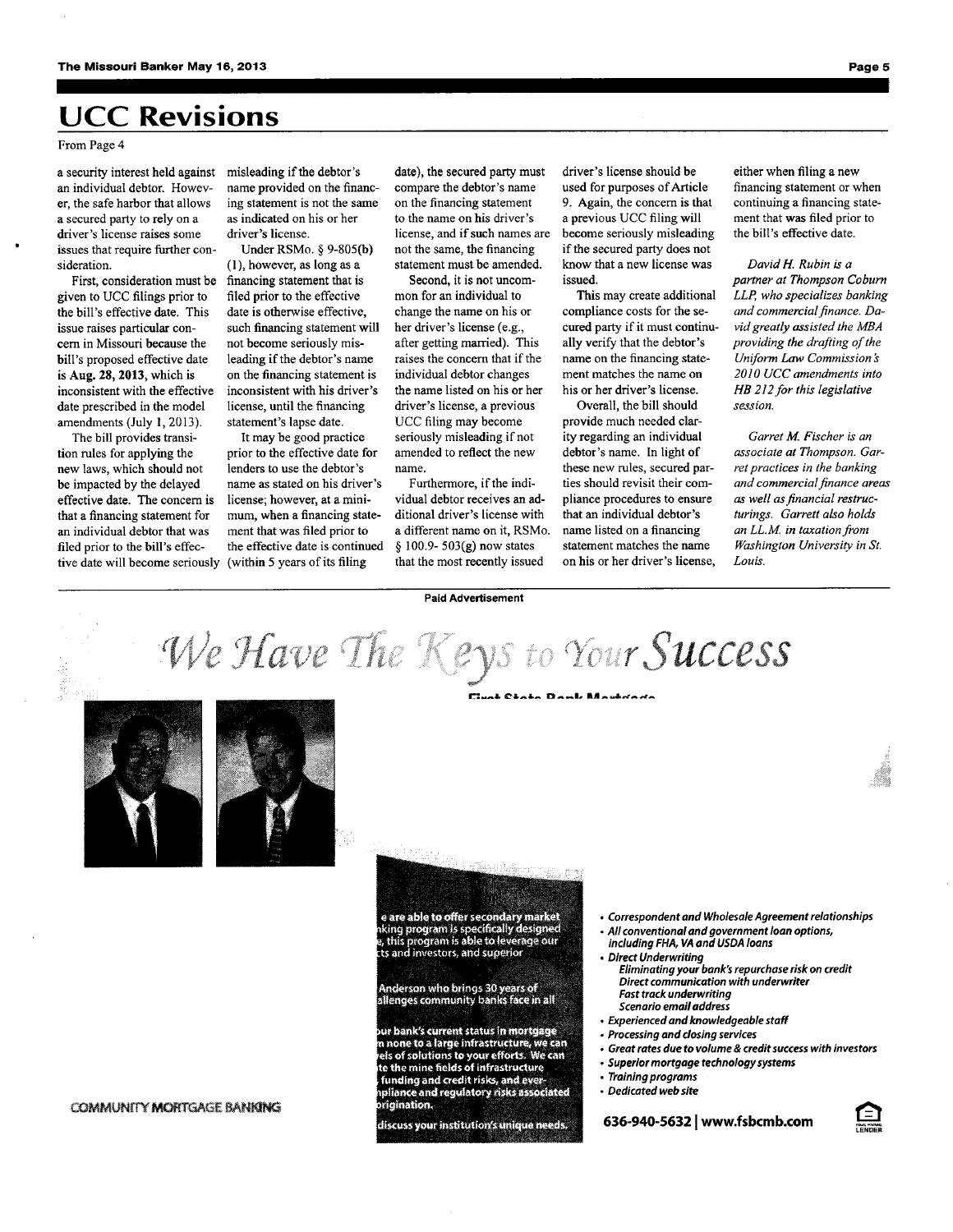# UCC Revisions

From Page 4

a security interest held against an individual debtor. However, the safe harbor that allows a secured party to rely on a driver's license raises some issues that require further consideration.

First, consideration must be given to UCC filings prior to the bill's effective date. This issue raises particular concern in Missouri because the bill's proposed effective date is **Aug. 28, 2013**, which is inconsistent with the effective date prescribed in the model amendments (July 1, 2013).

The bill provides transition rules for applying the new laws, which should not be impacted by the delayed effective date. The concern is that a financing statement for an individual debtor that was filed prior to the bill's effective date will become seriously misleading if the debtor's name provided on the financing statement is not the same as indicated on his or her driver's license.

Under RSMo. § 9-805(b)(1), however, as long as a financing statement that is filed prior to the effective date is otherwise effective, such financing statement will not become seriously misleading if the debtor's name on the financing statement is inconsistent with his driver's license, until the financing statement's lapse date.

It may be good practice prior to the effective date for lenders to use the debtor's name as stated on his driver's license; however, at a minimum, when a financing statement that was filed prior to the effective date is continued (within 5 years of its filing date), the secured party must compare the debtor's name on the financing statement to the name on his driver's license, and if such names are not the same, the financing statement must be amended.

Second, it is not uncommon for an individual to change the name on his or her driver's license (e.g., after getting married). This raises the concern that if the individual debtor changes the name listed on his or her driver's license, a previous UCC filing may become seriously misleading if not amended to reflect the new name.

Furthermore, if the individual debtor receives an additional driver's license with a different name on it, RSMo. § 100.9- 503(g) now states that the most recently issued driver's license should be used for purposes of Article 9. Again, the concern is that a previous UCC filing will become seriously misleading if the secured party does not know that a new license was issued.

This may create additional compliance costs for the secured party if it must continually verify that the debtor's name on the financing statement matches the name on his or her driver's license.

Overall, the bill should provide much needed clarity regarding an individual debtor's name. In light of these new rules, secured parties should revisit their compliance procedures to ensure that an individual debtor's name listed on a financing statement matches the name on his or her driver's license, either when filing a new financing statement or when continuing a financing statement that was filed prior to the bill's effective date.

*David H. Rubin is a partner at Thompson Coburn LLP, who specializes banking and commercial finance. David greatly assisted the MBA providing the drafting of the Uniform Law Commission's 2010 UCC amendments into HB 212 for this legislative session.*

*Garret M. Fischer is an associate at Thompson. Garret practices in the banking and commercial finance areas as well as financial restructurings. Garrett also holds an LL.M. in taxation from Washington University in St. Louis.*

---

**Paid Advertisement**

## We Have The Keys to Your Success

First State Bank Mortgage

COMMUNITY MORTGAGE BANKING

e are able to offer secondary market nking program is specifically designed e, this program is able to leverage our ts and investors, and superior

Anderson who brings 30 years of allenges community banks face in all

our bank's current status in mortgage n none to a large infrastructure, we can els of solutions to your efforts. We can te the mine fields of infrastructure funding and credit risks, and ever- pliance and regulatory risks associated rigination.

discuss your institution's unique needs.

- *Correspondent and Wholesale Agreement relationships*
- *All conventional and government loan options, including FHA, VA and USDA loans*
- *Direct Underwriting*
  - *Eliminating your bank's repurchase risk on credit*
  - *Direct communication with underwriter*
  - *Fast track underwriting*
  - *Scenario email address*
- *Experienced and knowledgeable staff*
- *Processing and closing services*
- *Great rates due to volume & credit success with investors*
- *Superior mortgage technology systems*
- *Training programs*
- *Dedicated web site*

**636-940-5632 | www.fsbcmb.com**